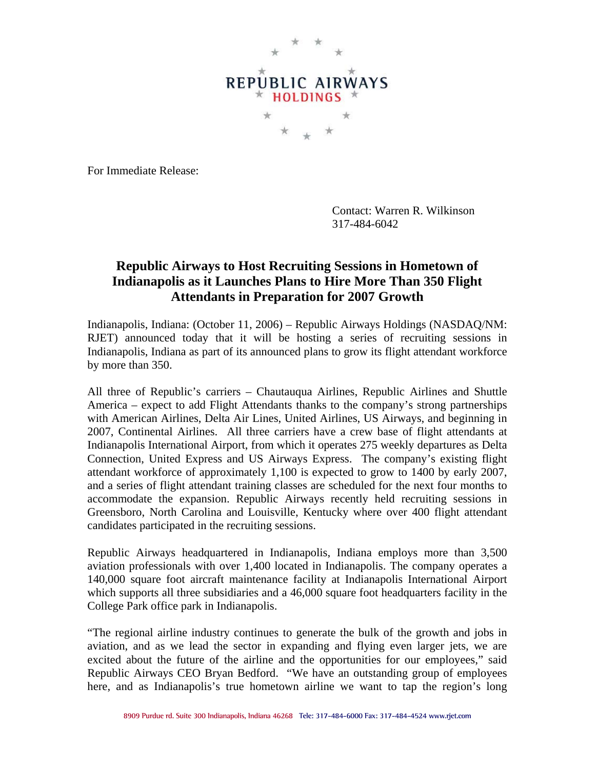REPUBLIC AIRWAYS
HOLDINGS

For Immediate Release:

Contact: Warren R. Wilkinson
317-484-6042

# Republic Airways to Host Recruiting Sessions in Hometown of Indianapolis as it Launches Plans to Hire More Than 350 Flight Attendants in Preparation for 2007 Growth

Indianapolis, Indiana: (October 11, 2006) – Republic Airways Holdings (NASDAQ/NM: RJET) announced today that it will be hosting a series of recruiting sessions in Indianapolis, Indiana as part of its announced plans to grow its flight attendant workforce by more than 350.

All three of Republic's carriers – Chautauqua Airlines, Republic Airlines and Shuttle America – expect to add Flight Attendants thanks to the company's strong partnerships with American Airlines, Delta Air Lines, United Airlines, US Airways, and beginning in 2007, Continental Airlines. All three carriers have a crew base of flight attendants at Indianapolis International Airport, from which it operates 275 weekly departures as Delta Connection, United Express and US Airways Express. The company's existing flight attendant workforce of approximately 1,100 is expected to grow to 1400 by early 2007, and a series of flight attendant training classes are scheduled for the next four months to accommodate the expansion. Republic Airways recently held recruiting sessions in Greensboro, North Carolina and Louisville, Kentucky where over 400 flight attendant candidates participated in the recruiting sessions.

Republic Airways headquartered in Indianapolis, Indiana employs more than 3,500 aviation professionals with over 1,400 located in Indianapolis. The company operates a 140,000 square foot aircraft maintenance facility at Indianapolis International Airport which supports all three subsidiaries and a 46,000 square foot headquarters facility in the College Park office park in Indianapolis.

"The regional airline industry continues to generate the bulk of the growth and jobs in aviation, and as we lead the sector in expanding and flying even larger jets, we are excited about the future of the airline and the opportunities for our employees," said Republic Airways CEO Bryan Bedford. "We have an outstanding group of employees here, and as Indianapolis's true hometown airline we want to tap the region's long

8909 Purdue rd. Suite 300 Indianapolis, Indiana 46268 Tele: 317-484-6000 Fax: 317-484-4524 www.rjet.com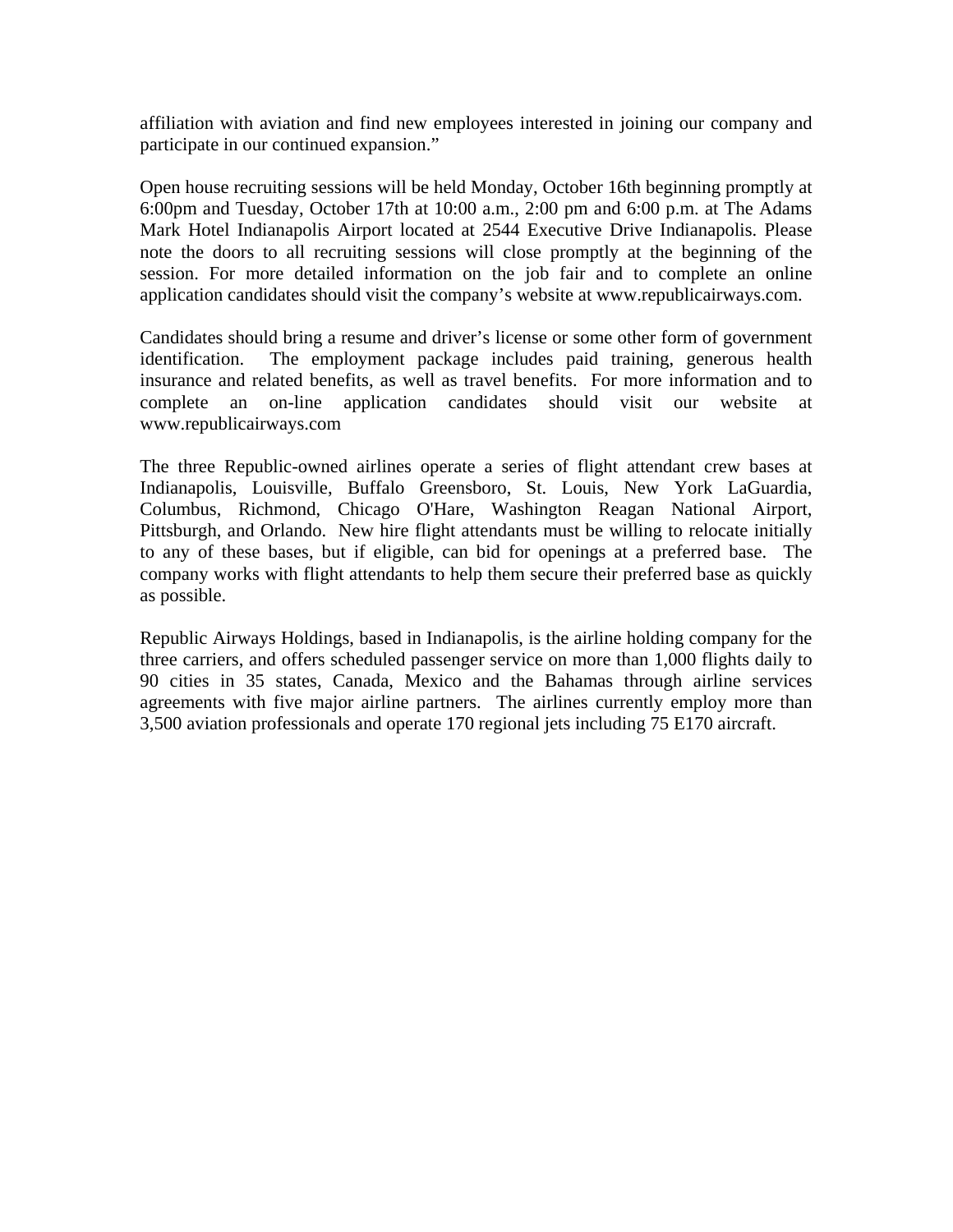affiliation with aviation and find new employees interested in joining our company and participate in our continued expansion."

Open house recruiting sessions will be held Monday, October 16th beginning promptly at 6:00pm and Tuesday, October 17th at 10:00 a.m., 2:00 pm and 6:00 p.m. at The Adams Mark Hotel Indianapolis Airport located at 2544 Executive Drive Indianapolis. Please note the doors to all recruiting sessions will close promptly at the beginning of the session. For more detailed information on the job fair and to complete an online application candidates should visit the company's website at www.republicairways.com.

Candidates should bring a resume and driver's license or some other form of government identification. The employment package includes paid training, generous health insurance and related benefits, as well as travel benefits. For more information and to complete an on-line application candidates should visit our website at www.republicairways.com

The three Republic-owned airlines operate a series of flight attendant crew bases at Indianapolis, Louisville, Buffalo Greensboro, St. Louis, New York LaGuardia, Columbus, Richmond, Chicago O'Hare, Washington Reagan National Airport, Pittsburgh, and Orlando. New hire flight attendants must be willing to relocate initially to any of these bases, but if eligible, can bid for openings at a preferred base. The company works with flight attendants to help them secure their preferred base as quickly as possible.

Republic Airways Holdings, based in Indianapolis, is the airline holding company for the three carriers, and offers scheduled passenger service on more than 1,000 flights daily to 90 cities in 35 states, Canada, Mexico and the Bahamas through airline services agreements with five major airline partners. The airlines currently employ more than 3,500 aviation professionals and operate 170 regional jets including 75 E170 aircraft.